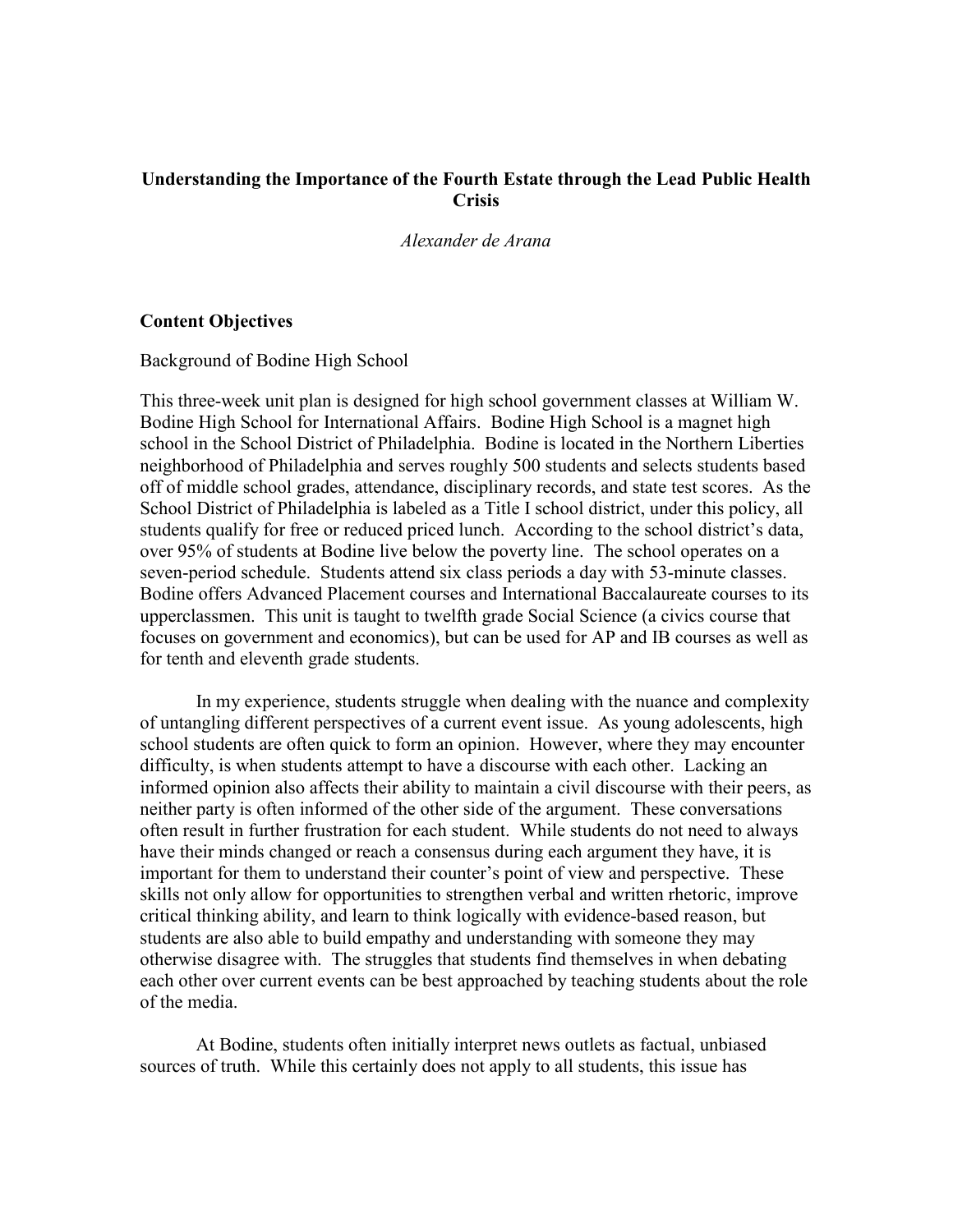# Understanding the Importance of the Fourth Estate through the Lead Public Health Crisis

*Alexander de Arana*

## Content Objectives

Background of Bodine High School

This three-week unit plan is designed for high school government classes at William W. Bodine High School for International Affairs. Bodine High School is a magnet high school in the School District of Philadelphia. Bodine is located in the Northern Liberties neighborhood of Philadelphia and serves roughly 500 students and selects students based off of middle school grades, attendance, disciplinary records, and state test scores. As the School District of Philadelphia is labeled as a Title I school district, under this policy, all students qualify for free or reduced priced lunch. According to the school district's data, over 95% of students at Bodine live below the poverty line. The school operates on a seven-period schedule. Students attend six class periods a day with 53-minute classes. Bodine offers Advanced Placement courses and International Baccalaureate courses to its upperclassmen. This unit is taught to twelfth grade Social Science (a civics course that focuses on government and economics), but can be used for AP and IB courses as well as for tenth and eleventh grade students.

In my experience, students struggle when dealing with the nuance and complexity of untangling different perspectives of a current event issue. As young adolescents, high school students are often quick to form an opinion. However, where they may encounter difficulty, is when students attempt to have a discourse with each other. Lacking an informed opinion also affects their ability to maintain a civil discourse with their peers, as neither party is often informed of the other side of the argument. These conversations often result in further frustration for each student. While students do not need to always have their minds changed or reach a consensus during each argument they have, it is important for them to understand their counter's point of view and perspective. These skills not only allow for opportunities to strengthen verbal and written rhetoric, improve critical thinking ability, and learn to think logically with evidence-based reason, but students are also able to build empathy and understanding with someone they may otherwise disagree with. The struggles that students find themselves in when debating each other over current events can be best approached by teaching students about the role of the media.

At Bodine, students often initially interpret news outlets as factual, unbiased sources of truth. While this certainly does not apply to all students, this issue has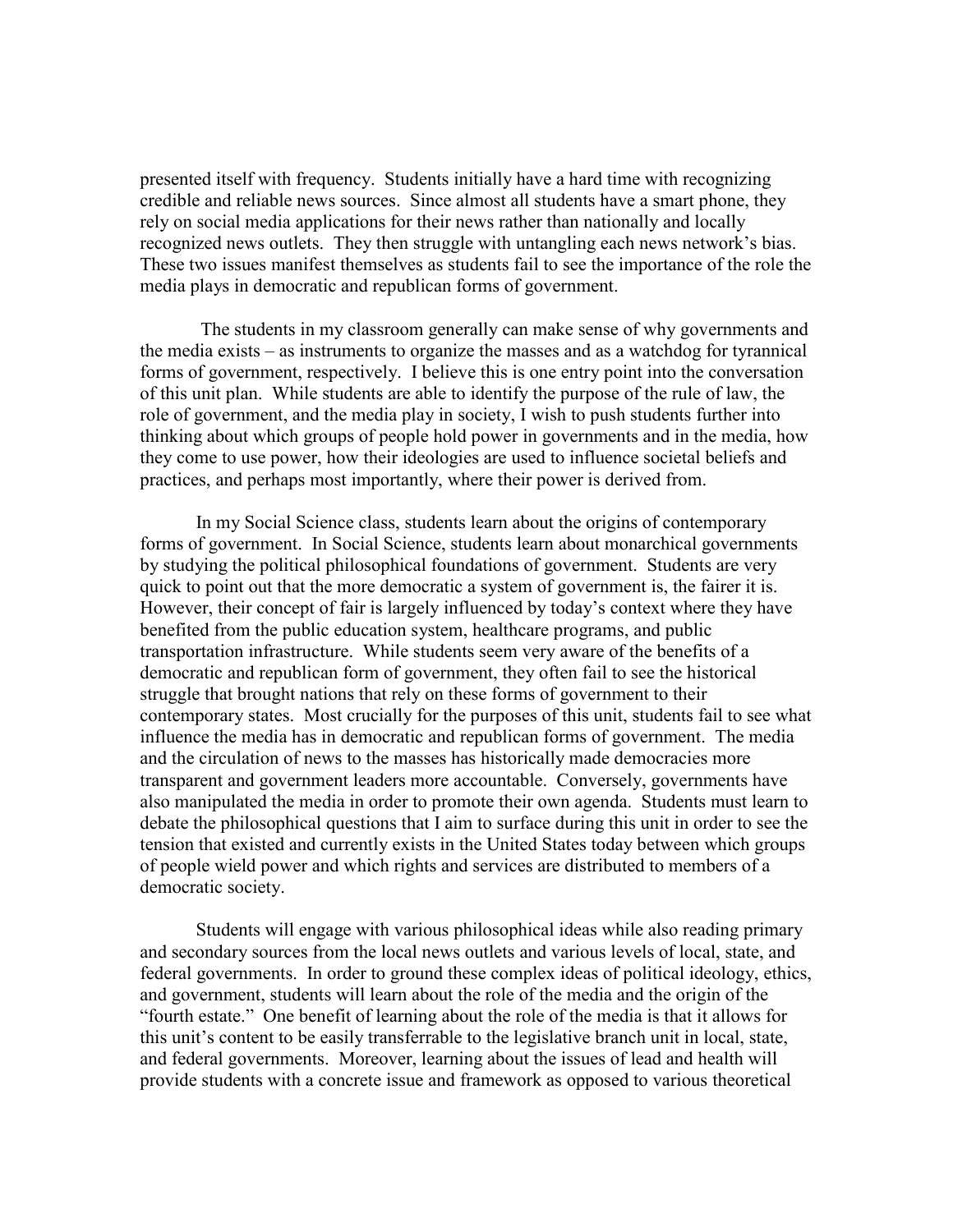presented itself with frequency. Students initially have a hard time with recognizing credible and reliable news sources. Since almost all students have a smart phone, they rely on social media applications for their news rather than nationally and locally recognized news outlets. They then struggle with untangling each news network's bias. These two issues manifest themselves as students fail to see the importance of the role the media plays in democratic and republican forms of government.

The students in my classroom generally can make sense of why governments and the media exists – as instruments to organize the masses and as a watchdog for tyrannical forms of government, respectively. I believe this is one entry point into the conversation of this unit plan. While students are able to identify the purpose of the rule of law, the role of government, and the media play in society, I wish to push students further into thinking about which groups of people hold power in governments and in the media, how they come to use power, how their ideologies are used to influence societal beliefs and practices, and perhaps most importantly, where their power is derived from.

In my Social Science class, students learn about the origins of contemporary forms of government. In Social Science, students learn about monarchical governments by studying the political philosophical foundations of government. Students are very quick to point out that the more democratic a system of government is, the fairer it is. However, their concept of fair is largely influenced by today's context where they have benefited from the public education system, healthcare programs, and public transportation infrastructure. While students seem very aware of the benefits of a democratic and republican form of government, they often fail to see the historical struggle that brought nations that rely on these forms of government to their contemporary states. Most crucially for the purposes of this unit, students fail to see what influence the media has in democratic and republican forms of government. The media and the circulation of news to the masses has historically made democracies more transparent and government leaders more accountable. Conversely, governments have also manipulated the media in order to promote their own agenda. Students must learn to debate the philosophical questions that I aim to surface during this unit in order to see the tension that existed and currently exists in the United States today between which groups of people wield power and which rights and services are distributed to members of a democratic society.

Students will engage with various philosophical ideas while also reading primary and secondary sources from the local news outlets and various levels of local, state, and federal governments. In order to ground these complex ideas of political ideology, ethics, and government, students will learn about the role of the media and the origin of the "fourth estate." One benefit of learning about the role of the media is that it allows for this unit's content to be easily transferrable to the legislative branch unit in local, state, and federal governments. Moreover, learning about the issues of lead and health will provide students with a concrete issue and framework as opposed to various theoretical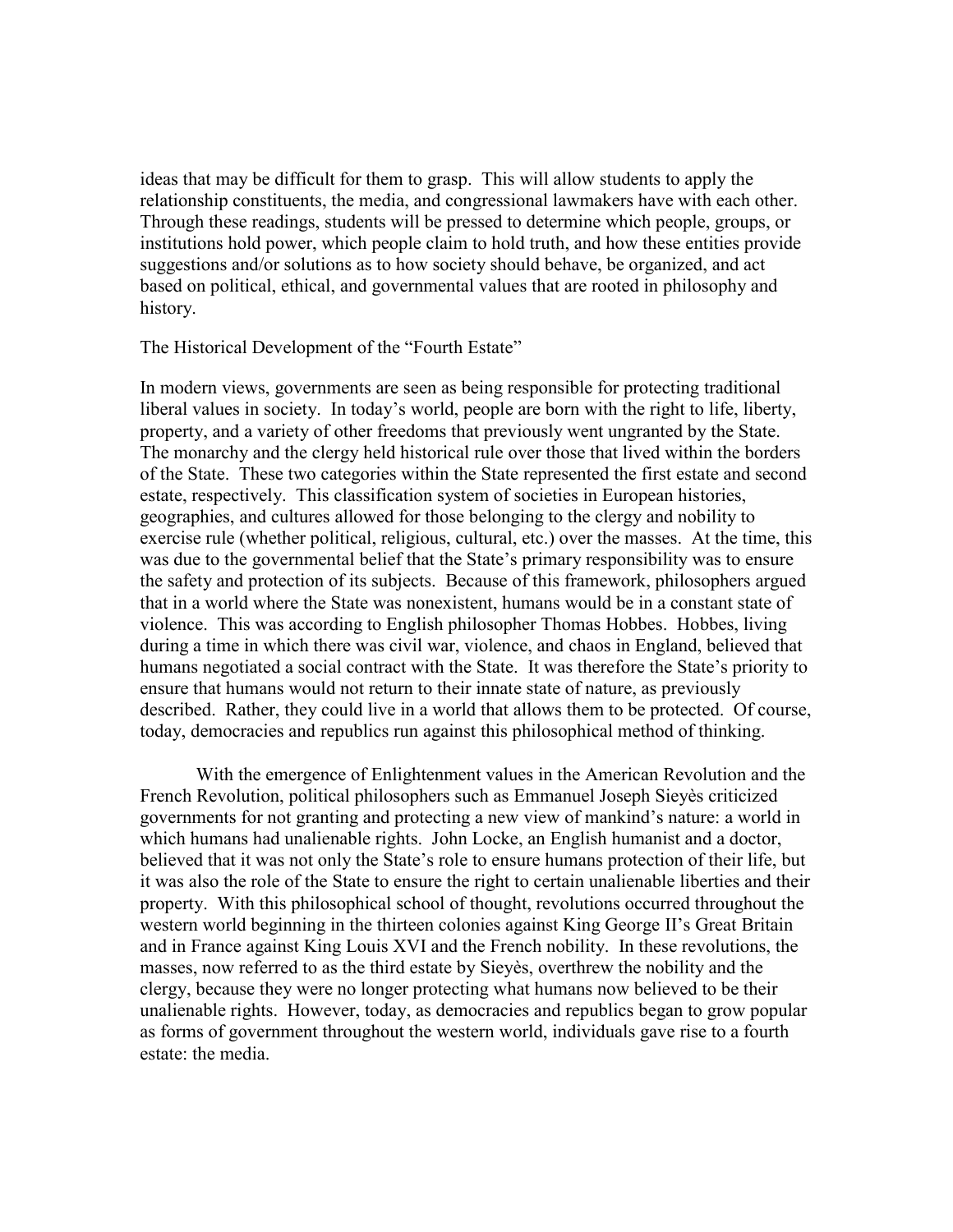ideas that may be difficult for them to grasp. This will allow students to apply the relationship constituents, the media, and congressional lawmakers have with each other. Through these readings, students will be pressed to determine which people, groups, or institutions hold power, which people claim to hold truth, and how these entities provide suggestions and/or solutions as to how society should behave, be organized, and act based on political, ethical, and governmental values that are rooted in philosophy and history.

## The Historical Development of the "Fourth Estate"

In modern views, governments are seen as being responsible for protecting traditional liberal values in society. In today's world, people are born with the right to life, liberty, property, and a variety of other freedoms that previously went ungranted by the State. The monarchy and the clergy held historical rule over those that lived within the borders of the State. These two categories within the State represented the first estate and second estate, respectively. This classification system of societies in European histories, geographies, and cultures allowed for those belonging to the clergy and nobility to exercise rule (whether political, religious, cultural, etc.) over the masses. At the time, this was due to the governmental belief that the State's primary responsibility was to ensure the safety and protection of its subjects. Because of this framework, philosophers argued that in a world where the State was nonexistent, humans would be in a constant state of violence. This was according to English philosopher Thomas Hobbes. Hobbes, living during a time in which there was civil war, violence, and chaos in England, believed that humans negotiated a social contract with the State. It was therefore the State's priority to ensure that humans would not return to their innate state of nature, as previously described. Rather, they could live in a world that allows them to be protected. Of course, today, democracies and republics run against this philosophical method of thinking.

With the emergence of Enlightenment values in the American Revolution and the French Revolution, political philosophers such as Emmanuel Joseph Sieyès criticized governments for not granting and protecting a new view of mankind's nature: a world in which humans had unalienable rights. John Locke, an English humanist and a doctor, believed that it was not only the State's role to ensure humans protection of their life, but it was also the role of the State to ensure the right to certain unalienable liberties and their property. With this philosophical school of thought, revolutions occurred throughout the western world beginning in the thirteen colonies against King George II's Great Britain and in France against King Louis XVI and the French nobility. In these revolutions, the masses, now referred to as the third estate by Sieyès, overthrew the nobility and the clergy, because they were no longer protecting what humans now believed to be their unalienable rights. However, today, as democracies and republics began to grow popular as forms of government throughout the western world, individuals gave rise to a fourth estate: the media.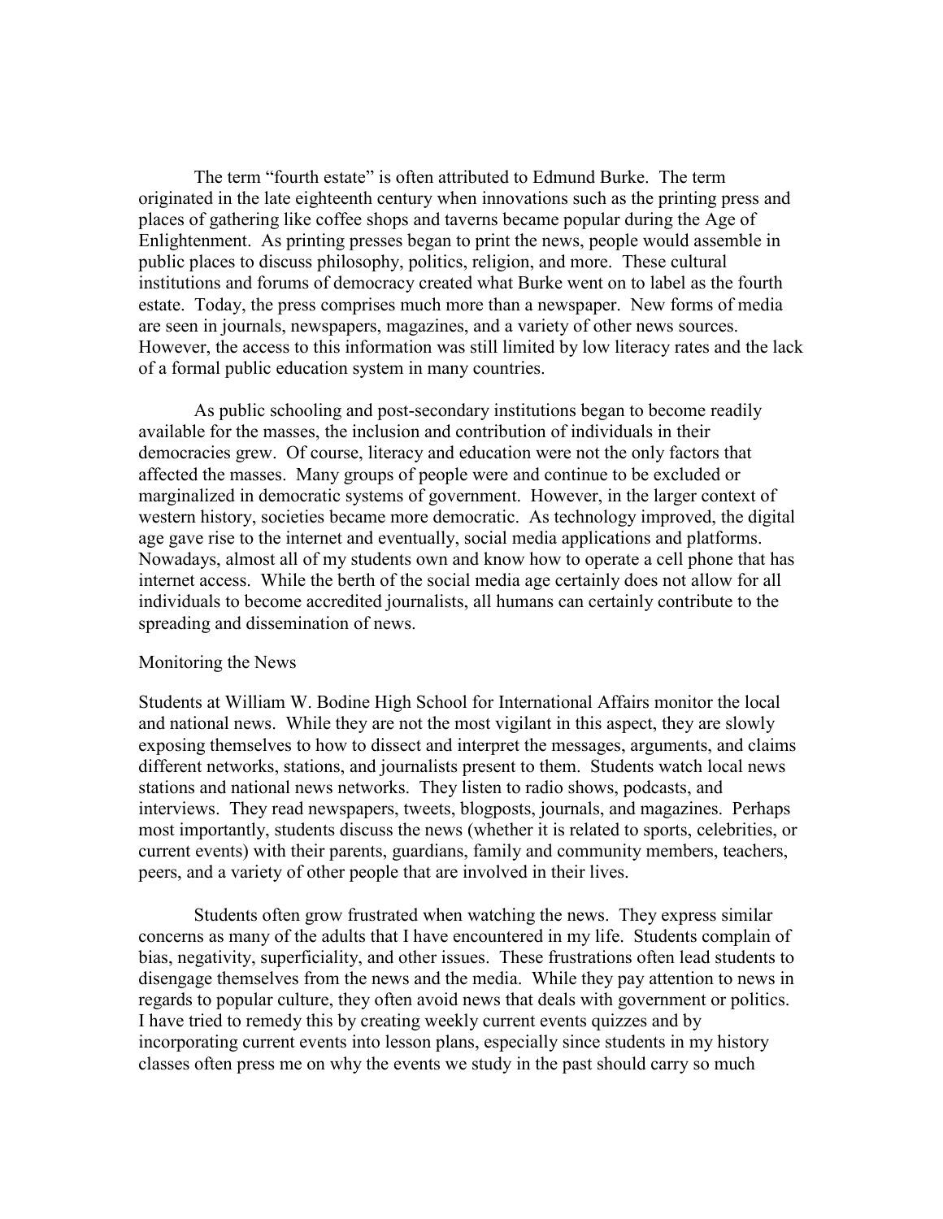The term "fourth estate" is often attributed to Edmund Burke. The term originated in the late eighteenth century when innovations such as the printing press and places of gathering like coffee shops and taverns became popular during the Age of Enlightenment. As printing presses began to print the news, people would assemble in public places to discuss philosophy, politics, religion, and more. These cultural institutions and forums of democracy created what Burke went on to label as the fourth estate. Today, the press comprises much more than a newspaper. New forms of media are seen in journals, newspapers, magazines, and a variety of other news sources. However, the access to this information was still limited by low literacy rates and the lack of a formal public education system in many countries.

As public schooling and post-secondary institutions began to become readily available for the masses, the inclusion and contribution of individuals in their democracies grew. Of course, literacy and education were not the only factors that affected the masses. Many groups of people were and continue to be excluded or marginalized in democratic systems of government. However, in the larger context of western history, societies became more democratic. As technology improved, the digital age gave rise to the internet and eventually, social media applications and platforms. Nowadays, almost all of my students own and know how to operate a cell phone that has internet access. While the berth of the social media age certainly does not allow for all individuals to become accredited journalists, all humans can certainly contribute to the spreading and dissemination of news.

## Monitoring the News

Students at William W. Bodine High School for International Affairs monitor the local and national news. While they are not the most vigilant in this aspect, they are slowly exposing themselves to how to dissect and interpret the messages, arguments, and claims different networks, stations, and journalists present to them. Students watch local news stations and national news networks. They listen to radio shows, podcasts, and interviews. They read newspapers, tweets, blogposts, journals, and magazines. Perhaps most importantly, students discuss the news (whether it is related to sports, celebrities, or current events) with their parents, guardians, family and community members, teachers, peers, and a variety of other people that are involved in their lives.

Students often grow frustrated when watching the news. They express similar concerns as many of the adults that I have encountered in my life. Students complain of bias, negativity, superficiality, and other issues. These frustrations often lead students to disengage themselves from the news and the media. While they pay attention to news in regards to popular culture, they often avoid news that deals with government or politics. I have tried to remedy this by creating weekly current events quizzes and by incorporating current events into lesson plans, especially since students in my history classes often press me on why the events we study in the past should carry so much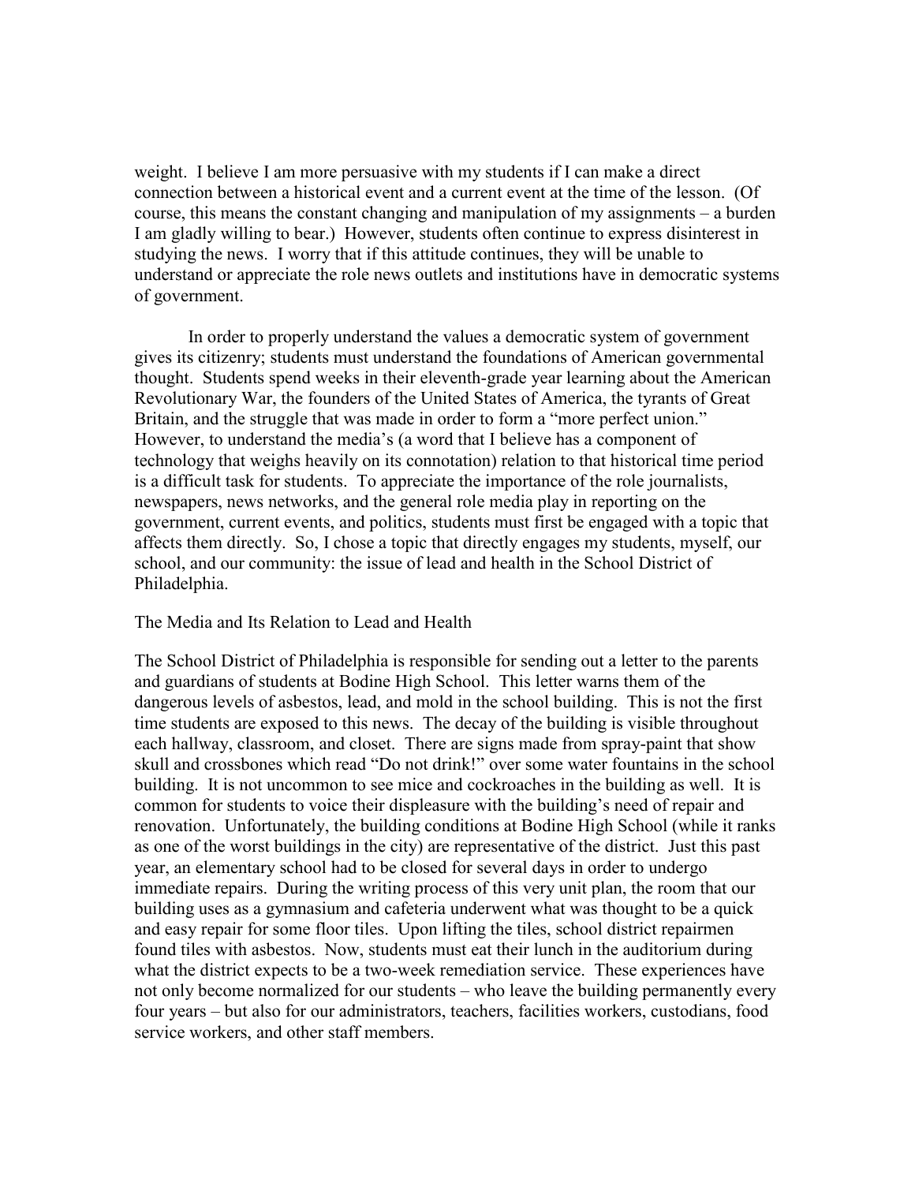weight. I believe I am more persuasive with my students if I can make a direct connection between a historical event and a current event at the time of the lesson. (Of course, this means the constant changing and manipulation of my assignments – a burden I am gladly willing to bear.) However, students often continue to express disinterest in studying the news. I worry that if this attitude continues, they will be unable to understand or appreciate the role news outlets and institutions have in democratic systems of government.

In order to properly understand the values a democratic system of government gives its citizenry; students must understand the foundations of American governmental thought. Students spend weeks in their eleventh-grade year learning about the American Revolutionary War, the founders of the United States of America, the tyrants of Great Britain, and the struggle that was made in order to form a "more perfect union." However, to understand the media's (a word that I believe has a component of technology that weighs heavily on its connotation) relation to that historical time period is a difficult task for students. To appreciate the importance of the role journalists, newspapers, news networks, and the general role media play in reporting on the government, current events, and politics, students must first be engaged with a topic that affects them directly. So, I chose a topic that directly engages my students, myself, our school, and our community: the issue of lead and health in the School District of Philadelphia.

## The Media and Its Relation to Lead and Health

The School District of Philadelphia is responsible for sending out a letter to the parents and guardians of students at Bodine High School. This letter warns them of the dangerous levels of asbestos, lead, and mold in the school building. This is not the first time students are exposed to this news. The decay of the building is visible throughout each hallway, classroom, and closet. There are signs made from spray-paint that show skull and crossbones which read "Do not drink!" over some water fountains in the school building. It is not uncommon to see mice and cockroaches in the building as well. It is common for students to voice their displeasure with the building's need of repair and renovation. Unfortunately, the building conditions at Bodine High School (while it ranks as one of the worst buildings in the city) are representative of the district. Just this past year, an elementary school had to be closed for several days in order to undergo immediate repairs. During the writing process of this very unit plan, the room that our building uses as a gymnasium and cafeteria underwent what was thought to be a quick and easy repair for some floor tiles. Upon lifting the tiles, school district repairmen found tiles with asbestos. Now, students must eat their lunch in the auditorium during what the district expects to be a two-week remediation service. These experiences have not only become normalized for our students – who leave the building permanently every four years – but also for our administrators, teachers, facilities workers, custodians, food service workers, and other staff members.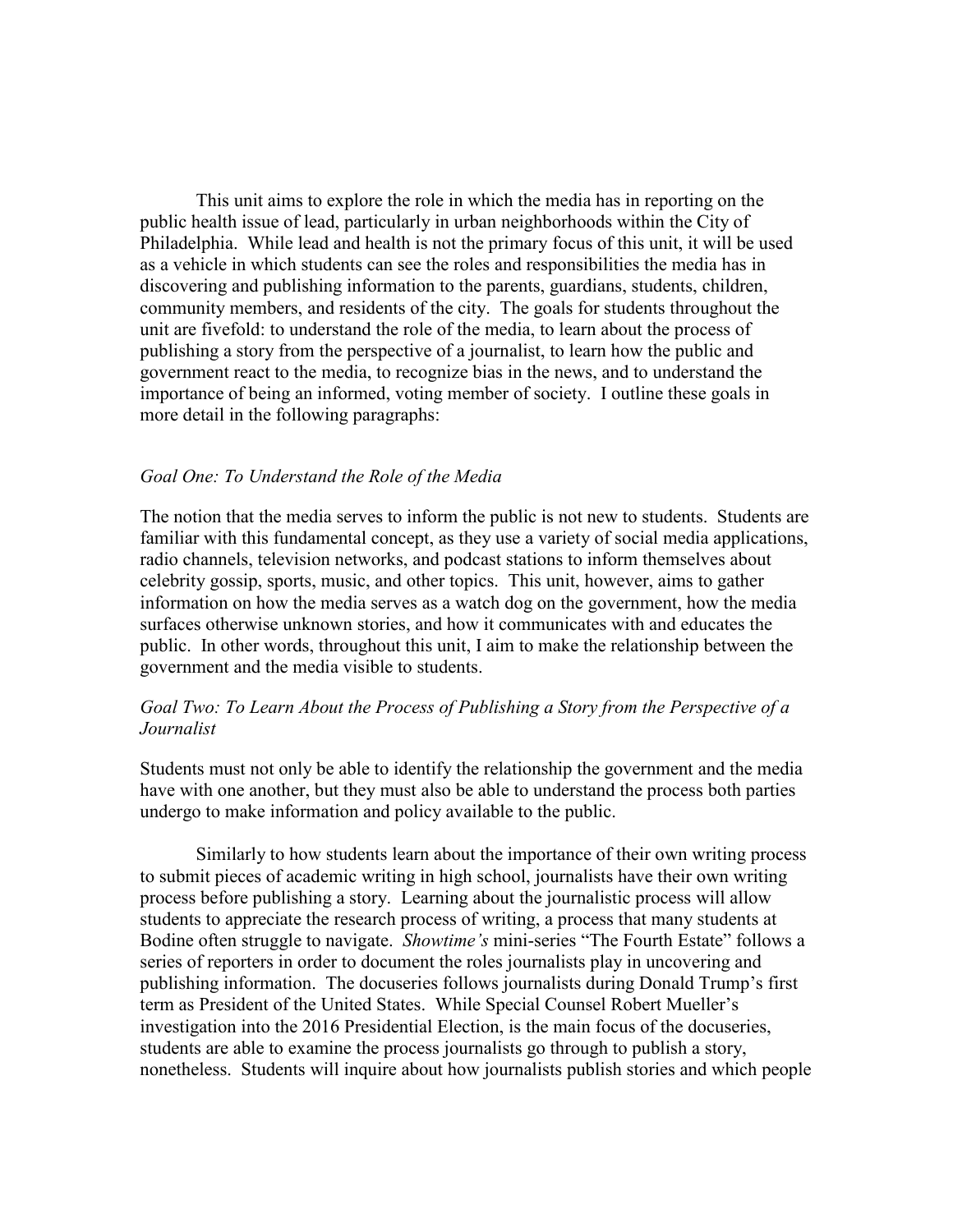This unit aims to explore the role in which the media has in reporting on the public health issue of lead, particularly in urban neighborhoods within the City of Philadelphia. While lead and health is not the primary focus of this unit, it will be used as a vehicle in which students can see the roles and responsibilities the media has in discovering and publishing information to the parents, guardians, students, children, community members, and residents of the city. The goals for students throughout the unit are fivefold: to understand the role of the media, to learn about the process of publishing a story from the perspective of a journalist, to learn how the public and government react to the media, to recognize bias in the news, and to understand the importance of being an informed, voting member of society. I outline these goals in more detail in the following paragraphs:

*Goal One: To Understand the Role of the Media*

The notion that the media serves to inform the public is not new to students. Students are familiar with this fundamental concept, as they use a variety of social media applications, radio channels, television networks, and podcast stations to inform themselves about celebrity gossip, sports, music, and other topics. This unit, however, aims to gather information on how the media serves as a watch dog on the government, how the media surfaces otherwise unknown stories, and how it communicates with and educates the public. In other words, throughout this unit, I aim to make the relationship between the government and the media visible to students.

*Goal Two: To Learn About the Process of Publishing a Story from the Perspective of a Journalist*

Students must not only be able to identify the relationship the government and the media have with one another, but they must also be able to understand the process both parties undergo to make information and policy available to the public.

Similarly to how students learn about the importance of their own writing process to submit pieces of academic writing in high school, journalists have their own writing process before publishing a story. Learning about the journalistic process will allow students to appreciate the research process of writing, a process that many students at Bodine often struggle to navigate. *Showtime's* mini-series "The Fourth Estate" follows a series of reporters in order to document the roles journalists play in uncovering and publishing information. The docuseries follows journalists during Donald Trump's first term as President of the United States. While Special Counsel Robert Mueller's investigation into the 2016 Presidential Election, is the main focus of the docuseries, students are able to examine the process journalists go through to publish a story, nonetheless. Students will inquire about how journalists publish stories and which people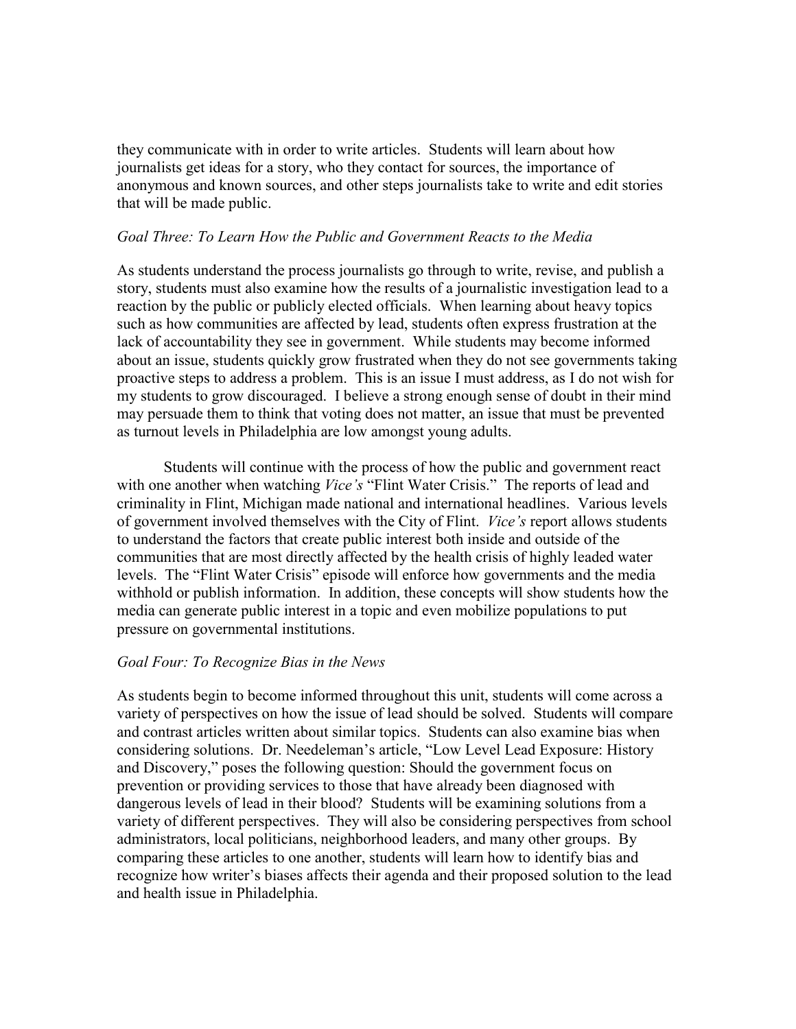they communicate with in order to write articles. Students will learn about how journalists get ideas for a story, who they contact for sources, the importance of anonymous and known sources, and other steps journalists take to write and edit stories that will be made public.

*Goal Three: To Learn How the Public and Government Reacts to the Media*

As students understand the process journalists go through to write, revise, and publish a story, students must also examine how the results of a journalistic investigation lead to a reaction by the public or publicly elected officials. When learning about heavy topics such as how communities are affected by lead, students often express frustration at the lack of accountability they see in government. While students may become informed about an issue, students quickly grow frustrated when they do not see governments taking proactive steps to address a problem. This is an issue I must address, as I do not wish for my students to grow discouraged. I believe a strong enough sense of doubt in their mind may persuade them to think that voting does not matter, an issue that must be prevented as turnout levels in Philadelphia are low amongst young adults.

Students will continue with the process of how the public and government react with one another when watching *Vice's* "Flint Water Crisis." The reports of lead and criminality in Flint, Michigan made national and international headlines. Various levels of government involved themselves with the City of Flint. *Vice's* report allows students to understand the factors that create public interest both inside and outside of the communities that are most directly affected by the health crisis of highly leaded water levels. The "Flint Water Crisis" episode will enforce how governments and the media withhold or publish information. In addition, these concepts will show students how the media can generate public interest in a topic and even mobilize populations to put pressure on governmental institutions.

*Goal Four: To Recognize Bias in the News*

As students begin to become informed throughout this unit, students will come across a variety of perspectives on how the issue of lead should be solved. Students will compare and contrast articles written about similar topics. Students can also examine bias when considering solutions. Dr. Needeleman's article, "Low Level Lead Exposure: History and Discovery," poses the following question: Should the government focus on prevention or providing services to those that have already been diagnosed with dangerous levels of lead in their blood? Students will be examining solutions from a variety of different perspectives. They will also be considering perspectives from school administrators, local politicians, neighborhood leaders, and many other groups. By comparing these articles to one another, students will learn how to identify bias and recognize how writer's biases affects their agenda and their proposed solution to the lead and health issue in Philadelphia.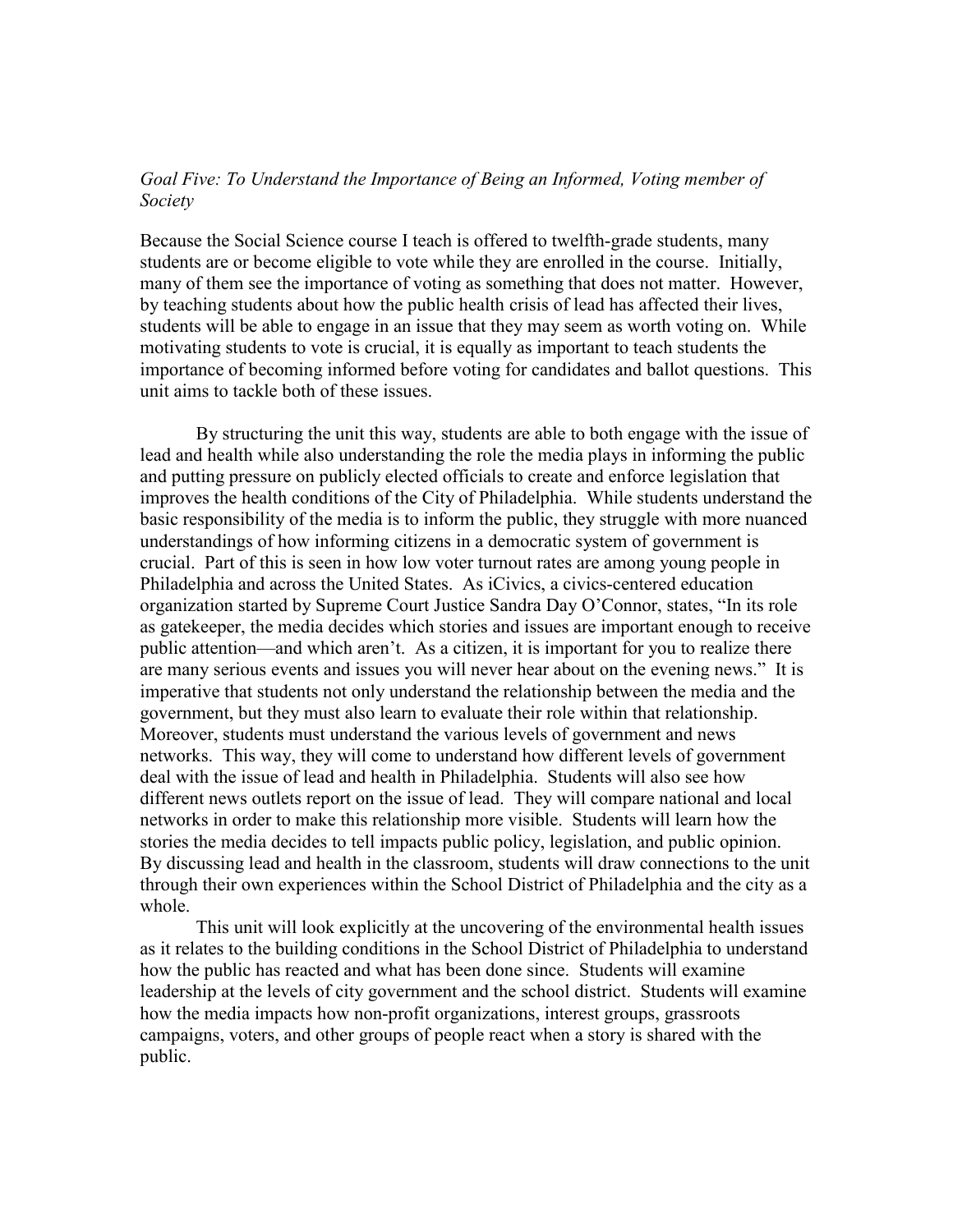*Goal Five: To Understand the Importance of Being an Informed, Voting member of Society*

Because the Social Science course I teach is offered to twelfth-grade students, many students are or become eligible to vote while they are enrolled in the course. Initially, many of them see the importance of voting as something that does not matter. However, by teaching students about how the public health crisis of lead has affected their lives, students will be able to engage in an issue that they may seem as worth voting on. While motivating students to vote is crucial, it is equally as important to teach students the importance of becoming informed before voting for candidates and ballot questions. This unit aims to tackle both of these issues.

By structuring the unit this way, students are able to both engage with the issue of lead and health while also understanding the role the media plays in informing the public and putting pressure on publicly elected officials to create and enforce legislation that improves the health conditions of the City of Philadelphia. While students understand the basic responsibility of the media is to inform the public, they struggle with more nuanced understandings of how informing citizens in a democratic system of government is crucial. Part of this is seen in how low voter turnout rates are among young people in Philadelphia and across the United States. As iCivics, a civics-centered education organization started by Supreme Court Justice Sandra Day O'Connor, states, "In its role as gatekeeper, the media decides which stories and issues are important enough to receive public attention—and which aren't. As a citizen, it is important for you to realize there are many serious events and issues you will never hear about on the evening news." It is imperative that students not only understand the relationship between the media and the government, but they must also learn to evaluate their role within that relationship. Moreover, students must understand the various levels of government and news networks. This way, they will come to understand how different levels of government deal with the issue of lead and health in Philadelphia. Students will also see how different news outlets report on the issue of lead. They will compare national and local networks in order to make this relationship more visible. Students will learn how the stories the media decides to tell impacts public policy, legislation, and public opinion. By discussing lead and health in the classroom, students will draw connections to the unit through their own experiences within the School District of Philadelphia and the city as a whole.

This unit will look explicitly at the uncovering of the environmental health issues as it relates to the building conditions in the School District of Philadelphia to understand how the public has reacted and what has been done since. Students will examine leadership at the levels of city government and the school district. Students will examine how the media impacts how non-profit organizations, interest groups, grassroots campaigns, voters, and other groups of people react when a story is shared with the public.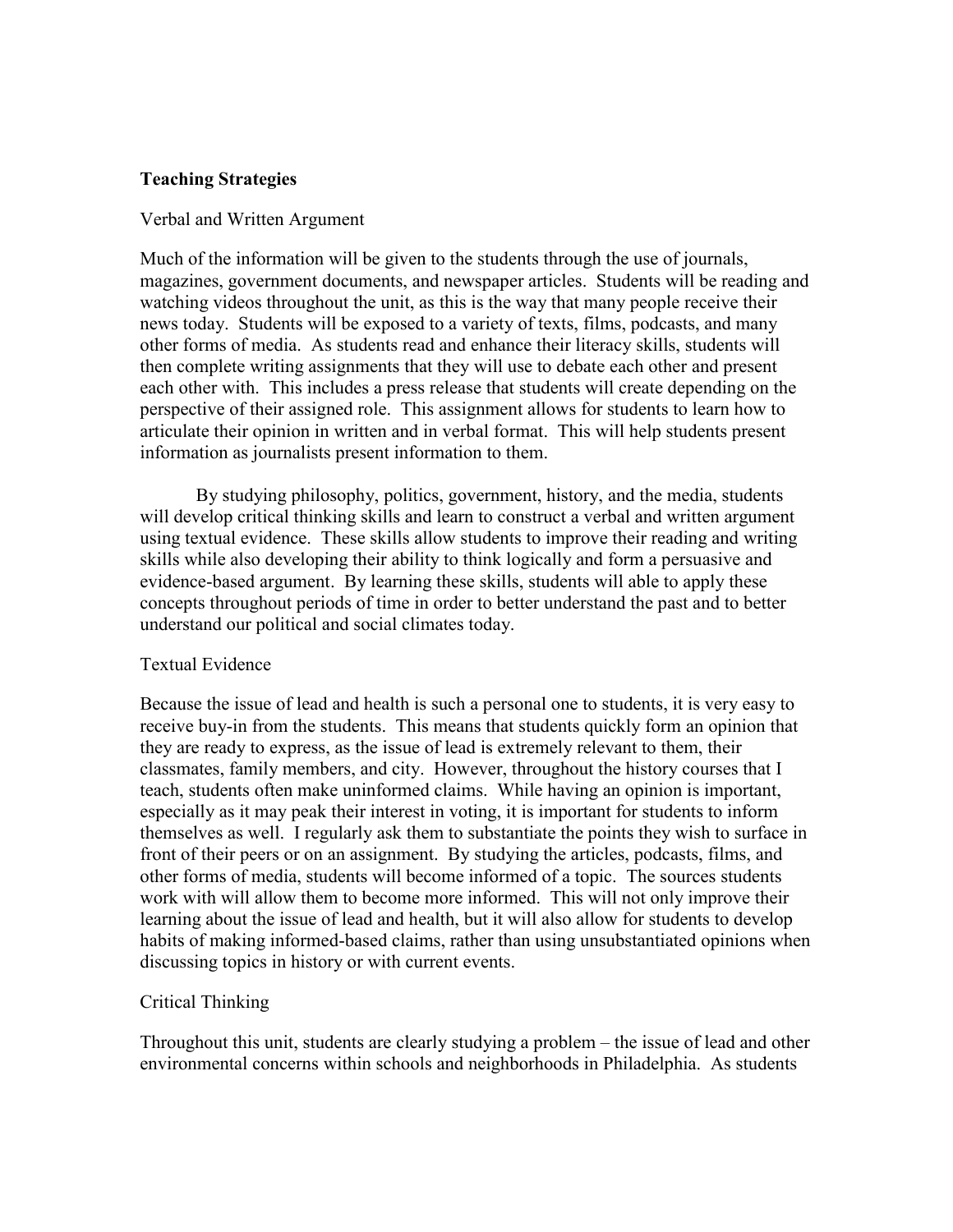**Teaching Strategies**

Verbal and Written Argument

Much of the information will be given to the students through the use of journals, magazines, government documents, and newspaper articles. Students will be reading and watching videos throughout the unit, as this is the way that many people receive their news today. Students will be exposed to a variety of texts, films, podcasts, and many other forms of media. As students read and enhance their literacy skills, students will then complete writing assignments that they will use to debate each other and present each other with. This includes a press release that students will create depending on the perspective of their assigned role. This assignment allows for students to learn how to articulate their opinion in written and in verbal format. This will help students present information as journalists present information to them.

By studying philosophy, politics, government, history, and the media, students will develop critical thinking skills and learn to construct a verbal and written argument using textual evidence. These skills allow students to improve their reading and writing skills while also developing their ability to think logically and form a persuasive and evidence-based argument. By learning these skills, students will able to apply these concepts throughout periods of time in order to better understand the past and to better understand our political and social climates today.

Textual Evidence

Because the issue of lead and health is such a personal one to students, it is very easy to receive buy-in from the students. This means that students quickly form an opinion that they are ready to express, as the issue of lead is extremely relevant to them, their classmates, family members, and city. However, throughout the history courses that I teach, students often make uninformed claims. While having an opinion is important, especially as it may peak their interest in voting, it is important for students to inform themselves as well. I regularly ask them to substantiate the points they wish to surface in front of their peers or on an assignment. By studying the articles, podcasts, films, and other forms of media, students will become informed of a topic. The sources students work with will allow them to become more informed. This will not only improve their learning about the issue of lead and health, but it will also allow for students to develop habits of making informed-based claims, rather than using unsubstantiated opinions when discussing topics in history or with current events.

Critical Thinking

Throughout this unit, students are clearly studying a problem – the issue of lead and other environmental concerns within schools and neighborhoods in Philadelphia. As students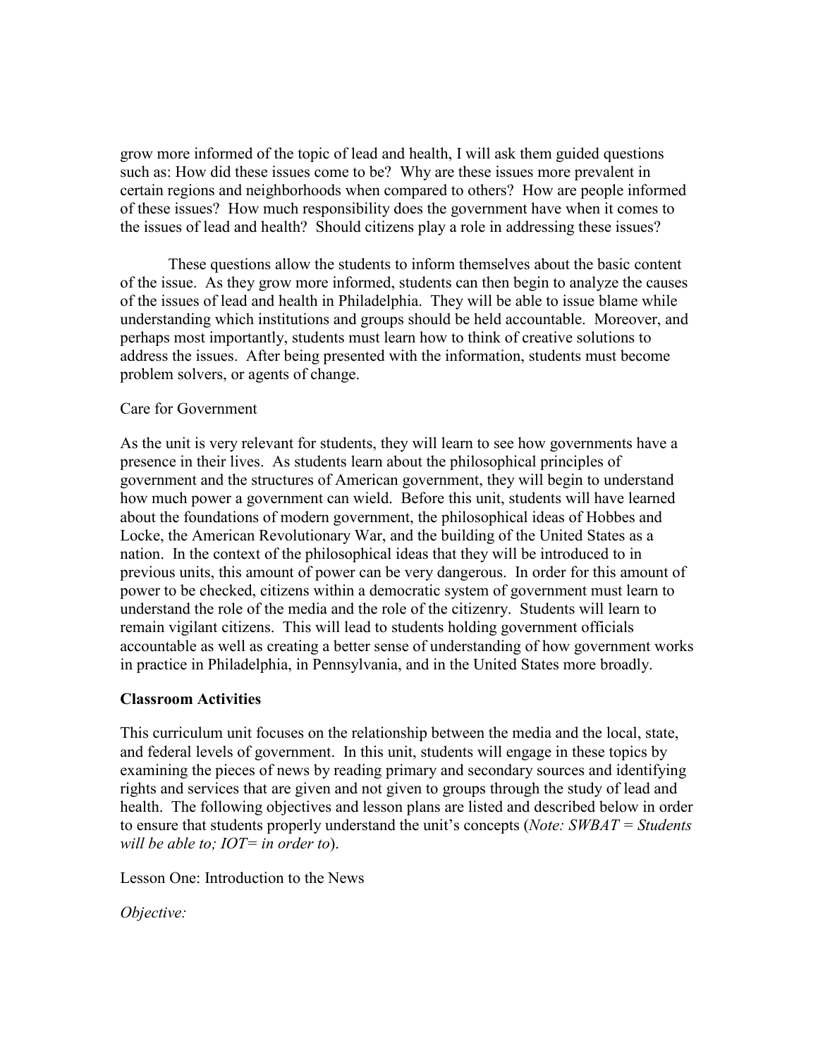grow more informed of the topic of lead and health, I will ask them guided questions such as: How did these issues come to be? Why are these issues more prevalent in certain regions and neighborhoods when compared to others? How are people informed of these issues? How much responsibility does the government have when it comes to the issues of lead and health? Should citizens play a role in addressing these issues?

These questions allow the students to inform themselves about the basic content of the issue. As they grow more informed, students can then begin to analyze the causes of the issues of lead and health in Philadelphia. They will be able to issue blame while understanding which institutions and groups should be held accountable. Moreover, and perhaps most importantly, students must learn how to think of creative solutions to address the issues. After being presented with the information, students must become problem solvers, or agents of change.

Care for Government

As the unit is very relevant for students, they will learn to see how governments have a presence in their lives. As students learn about the philosophical principles of government and the structures of American government, they will begin to understand how much power a government can wield. Before this unit, students will have learned about the foundations of modern government, the philosophical ideas of Hobbes and Locke, the American Revolutionary War, and the building of the United States as a nation. In the context of the philosophical ideas that they will be introduced to in previous units, this amount of power can be very dangerous. In order for this amount of power to be checked, citizens within a democratic system of government must learn to understand the role of the media and the role of the citizenry. Students will learn to remain vigilant citizens. This will lead to students holding government officials accountable as well as creating a better sense of understanding of how government works in practice in Philadelphia, in Pennsylvania, and in the United States more broadly.

**Classroom Activities**

This curriculum unit focuses on the relationship between the media and the local, state, and federal levels of government. In this unit, students will engage in these topics by examining the pieces of news by reading primary and secondary sources and identifying rights and services that are given and not given to groups through the study of lead and health. The following objectives and lesson plans are listed and described below in order to ensure that students properly understand the unit's concepts (*Note: SWBAT = Students will be able to; IOT= in order to*).

Lesson One: Introduction to the News

*Objective:*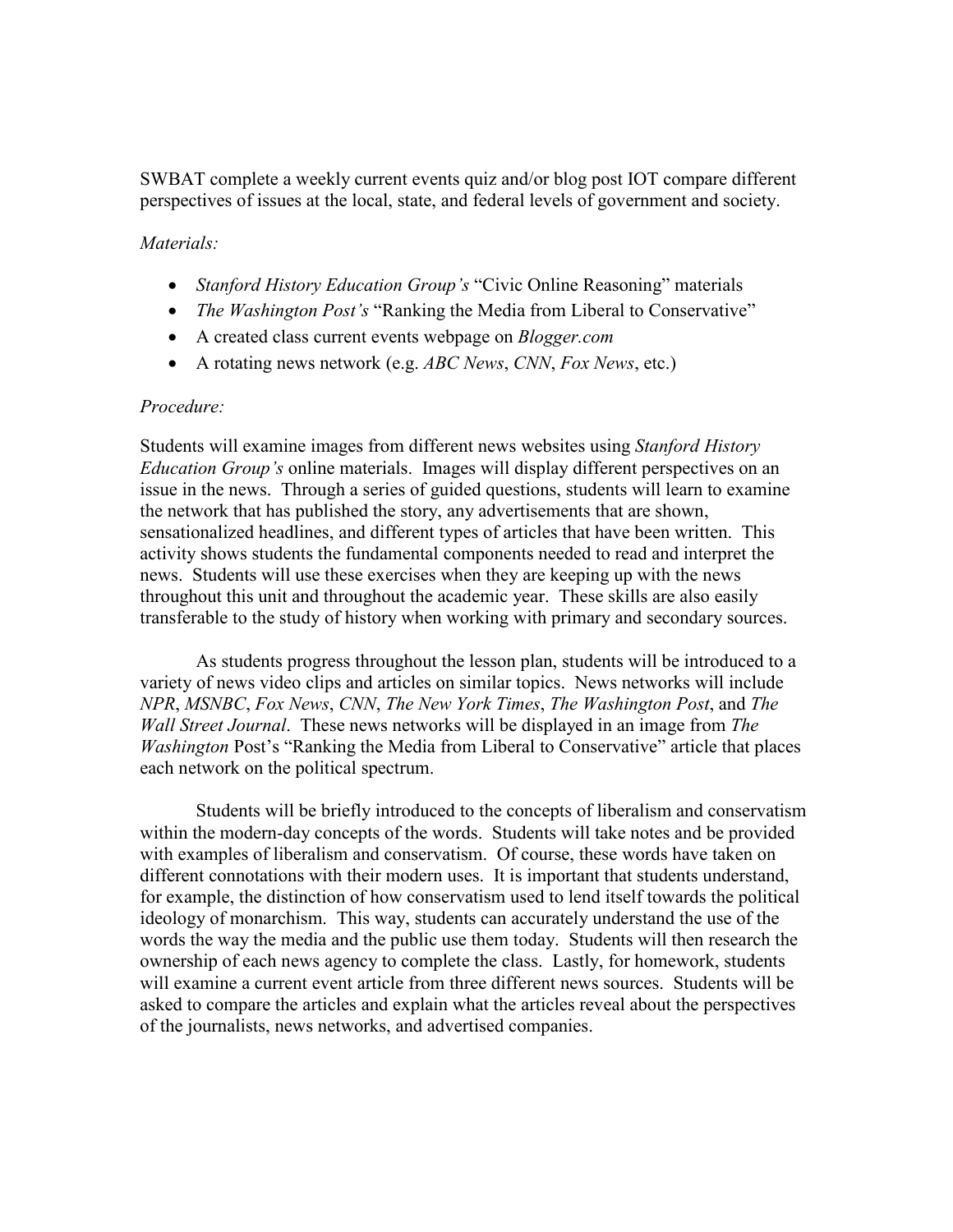SWBAT complete a weekly current events quiz and/or blog post IOT compare different perspectives of issues at the local, state, and federal levels of government and society.

*Materials:*

- *Stanford History Education Group's* "Civic Online Reasoning" materials
- *The Washington Post's* "Ranking the Media from Liberal to Conservative"
- A created class current events webpage on *Blogger.com*
- A rotating news network (e.g. *ABC News*, *CNN*, *Fox News*, etc.)

*Procedure:*

Students will examine images from different news websites using *Stanford History Education Group's* online materials. Images will display different perspectives on an issue in the news. Through a series of guided questions, students will learn to examine the network that has published the story, any advertisements that are shown, sensationalized headlines, and different types of articles that have been written. This activity shows students the fundamental components needed to read and interpret the news. Students will use these exercises when they are keeping up with the news throughout this unit and throughout the academic year. These skills are also easily transferable to the study of history when working with primary and secondary sources.

As students progress throughout the lesson plan, students will be introduced to a variety of news video clips and articles on similar topics. News networks will include *NPR*, *MSNBC*, *Fox News*, *CNN*, *The New York Times*, *The Washington Post*, and *The Wall Street Journal*. These news networks will be displayed in an image from *The Washington* Post's "Ranking the Media from Liberal to Conservative" article that places each network on the political spectrum.

Students will be briefly introduced to the concepts of liberalism and conservatism within the modern-day concepts of the words. Students will take notes and be provided with examples of liberalism and conservatism. Of course, these words have taken on different connotations with their modern uses. It is important that students understand, for example, the distinction of how conservatism used to lend itself towards the political ideology of monarchism. This way, students can accurately understand the use of the words the way the media and the public use them today. Students will then research the ownership of each news agency to complete the class. Lastly, for homework, students will examine a current event article from three different news sources. Students will be asked to compare the articles and explain what the articles reveal about the perspectives of the journalists, news networks, and advertised companies.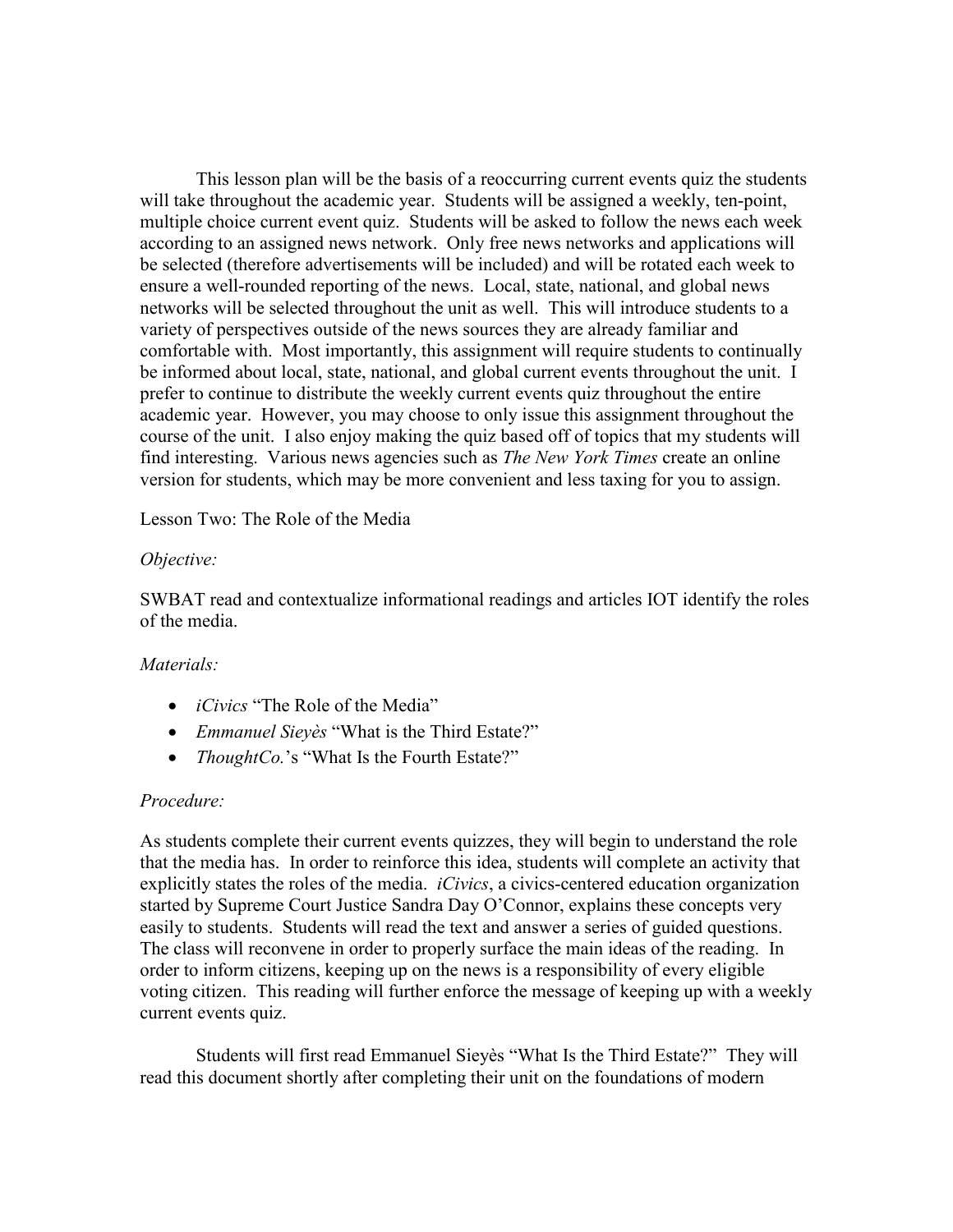This lesson plan will be the basis of a reoccurring current events quiz the students will take throughout the academic year. Students will be assigned a weekly, ten-point, multiple choice current event quiz. Students will be asked to follow the news each week according to an assigned news network. Only free news networks and applications will be selected (therefore advertisements will be included) and will be rotated each week to ensure a well-rounded reporting of the news. Local, state, national, and global news networks will be selected throughout the unit as well. This will introduce students to a variety of perspectives outside of the news sources they are already familiar and comfortable with. Most importantly, this assignment will require students to continually be informed about local, state, national, and global current events throughout the unit. I prefer to continue to distribute the weekly current events quiz throughout the entire academic year. However, you may choose to only issue this assignment throughout the course of the unit. I also enjoy making the quiz based off of topics that my students will find interesting. Various news agencies such as *The New York Times* create an online version for students, which may be more convenient and less taxing for you to assign.

Lesson Two: The Role of the Media

*Objective:*

SWBAT read and contextualize informational readings and articles IOT identify the roles of the media.

*Materials:*

- *iCivics* "The Role of the Media"
- *Emmanuel Sieyès* "What is the Third Estate?"
- *ThoughtCo.*'s "What Is the Fourth Estate?"

*Procedure:*

As students complete their current events quizzes, they will begin to understand the role that the media has. In order to reinforce this idea, students will complete an activity that explicitly states the roles of the media. *iCivics*, a civics-centered education organization started by Supreme Court Justice Sandra Day O'Connor, explains these concepts very easily to students. Students will read the text and answer a series of guided questions. The class will reconvene in order to properly surface the main ideas of the reading. In order to inform citizens, keeping up on the news is a responsibility of every eligible voting citizen. This reading will further enforce the message of keeping up with a weekly current events quiz.

Students will first read Emmanuel Sieyès "What Is the Third Estate?" They will read this document shortly after completing their unit on the foundations of modern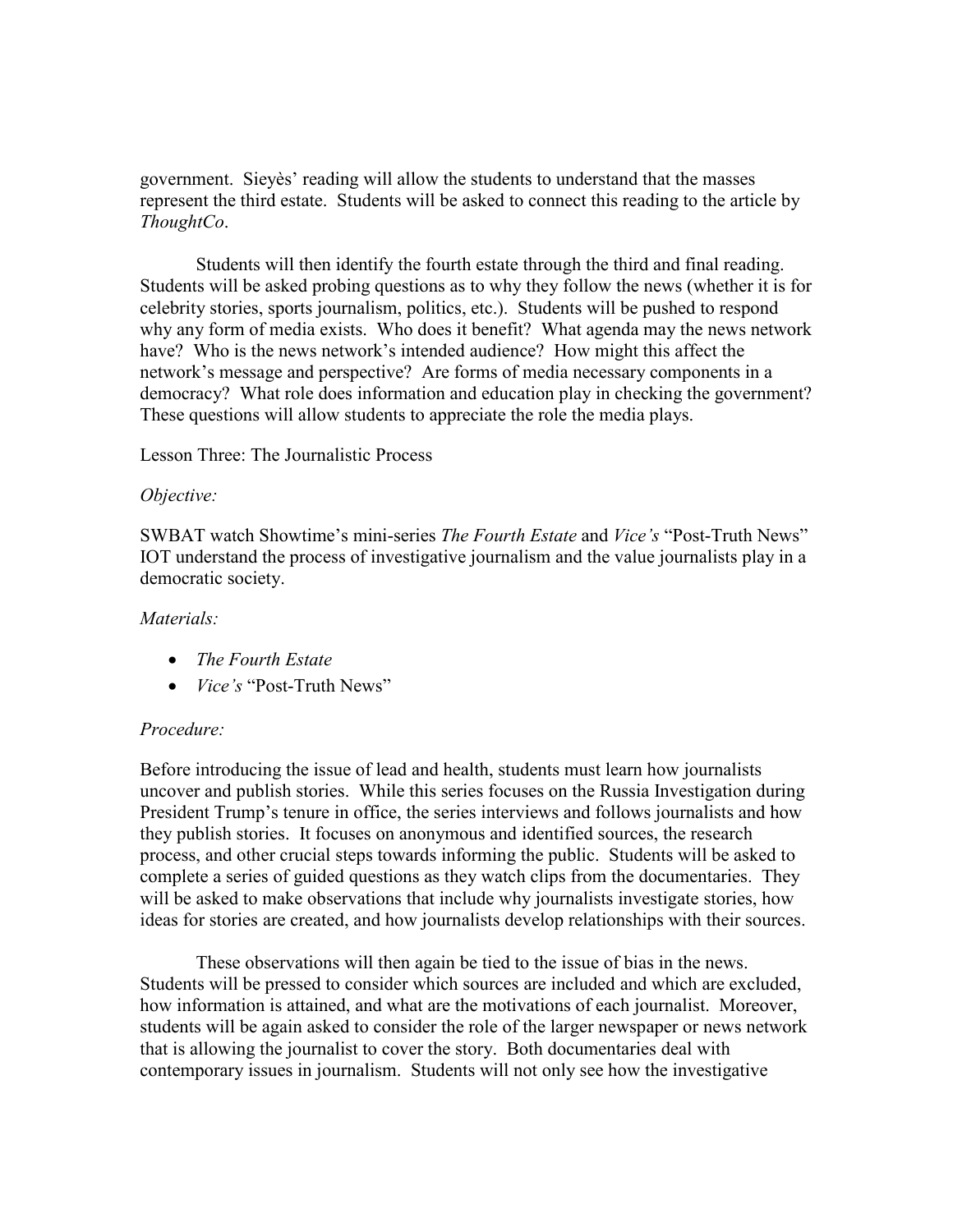government. Sieyès' reading will allow the students to understand that the masses represent the third estate. Students will be asked to connect this reading to the article by *ThoughtCo*.

Students will then identify the fourth estate through the third and final reading. Students will be asked probing questions as to why they follow the news (whether it is for celebrity stories, sports journalism, politics, etc.). Students will be pushed to respond why any form of media exists. Who does it benefit? What agenda may the news network have? Who is the news network's intended audience? How might this affect the network's message and perspective? Are forms of media necessary components in a democracy? What role does information and education play in checking the government? These questions will allow students to appreciate the role the media plays.

Lesson Three: The Journalistic Process

*Objective:*

SWBAT watch Showtime's mini-series *The Fourth Estate* and *Vice's* "Post-Truth News" IOT understand the process of investigative journalism and the value journalists play in a democratic society.

*Materials:*

- *The Fourth Estate*
- *Vice's* "Post-Truth News"

*Procedure:*

Before introducing the issue of lead and health, students must learn how journalists uncover and publish stories. While this series focuses on the Russia Investigation during President Trump's tenure in office, the series interviews and follows journalists and how they publish stories. It focuses on anonymous and identified sources, the research process, and other crucial steps towards informing the public. Students will be asked to complete a series of guided questions as they watch clips from the documentaries. They will be asked to make observations that include why journalists investigate stories, how ideas for stories are created, and how journalists develop relationships with their sources.

These observations will then again be tied to the issue of bias in the news. Students will be pressed to consider which sources are included and which are excluded, how information is attained, and what are the motivations of each journalist. Moreover, students will be again asked to consider the role of the larger newspaper or news network that is allowing the journalist to cover the story. Both documentaries deal with contemporary issues in journalism. Students will not only see how the investigative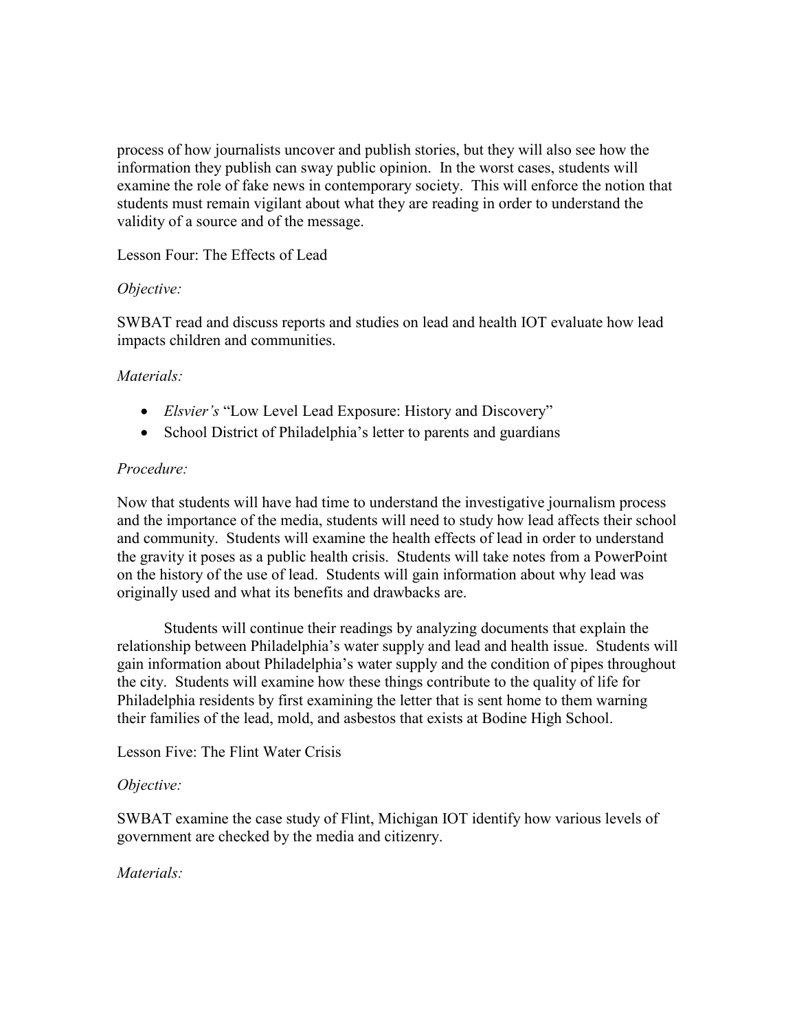process of how journalists uncover and publish stories, but they will also see how the information they publish can sway public opinion. In the worst cases, students will examine the role of fake news in contemporary society. This will enforce the notion that students must remain vigilant about what they are reading in order to understand the validity of a source and of the message.

Lesson Four: The Effects of Lead

*Objective:*

SWBAT read and discuss reports and studies on lead and health IOT evaluate how lead impacts children and communities.

*Materials:*

- *Elsvier's* "Low Level Lead Exposure: History and Discovery"
- School District of Philadelphia's letter to parents and guardians

*Procedure:*

Now that students will have had time to understand the investigative journalism process and the importance of the media, students will need to study how lead affects their school and community. Students will examine the health effects of lead in order to understand the gravity it poses as a public health crisis. Students will take notes from a PowerPoint on the history of the use of lead. Students will gain information about why lead was originally used and what its benefits and drawbacks are.

Students will continue their readings by analyzing documents that explain the relationship between Philadelphia's water supply and lead and health issue. Students will gain information about Philadelphia's water supply and the condition of pipes throughout the city. Students will examine how these things contribute to the quality of life for Philadelphia residents by first examining the letter that is sent home to them warning their families of the lead, mold, and asbestos that exists at Bodine High School.

Lesson Five: The Flint Water Crisis

*Objective:*

SWBAT examine the case study of Flint, Michigan IOT identify how various levels of government are checked by the media and citizenry.

*Materials:*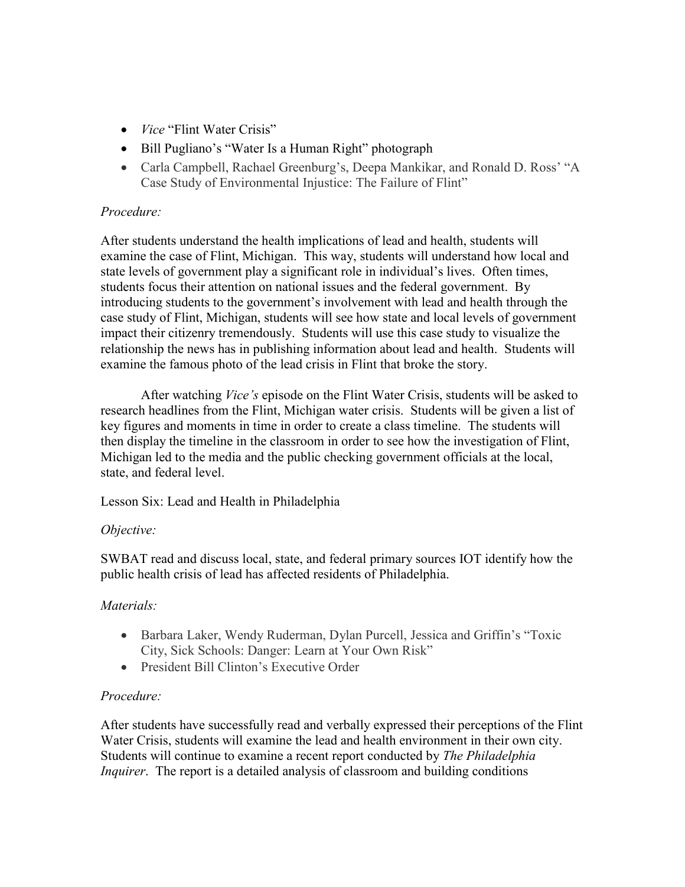- *Vice* "Flint Water Crisis"
- Bill Pugliano's "Water Is a Human Right" photograph
- Carla Campbell, Rachael Greenburg's, Deepa Mankikar, and Ronald D. Ross' "A Case Study of Environmental Injustice: The Failure of Flint"

*Procedure:*

After students understand the health implications of lead and health, students will examine the case of Flint, Michigan. This way, students will understand how local and state levels of government play a significant role in individual's lives. Often times, students focus their attention on national issues and the federal government. By introducing students to the government's involvement with lead and health through the case study of Flint, Michigan, students will see how state and local levels of government impact their citizenry tremendously. Students will use this case study to visualize the relationship the news has in publishing information about lead and health. Students will examine the famous photo of the lead crisis in Flint that broke the story.

After watching *Vice's* episode on the Flint Water Crisis, students will be asked to research headlines from the Flint, Michigan water crisis. Students will be given a list of key figures and moments in time in order to create a class timeline. The students will then display the timeline in the classroom in order to see how the investigation of Flint, Michigan led to the media and the public checking government officials at the local, state, and federal level.

Lesson Six: Lead and Health in Philadelphia

*Objective:*

SWBAT read and discuss local, state, and federal primary sources IOT identify how the public health crisis of lead has affected residents of Philadelphia.

*Materials:*

- Barbara Laker, Wendy Ruderman, Dylan Purcell, Jessica and Griffin's "Toxic City, Sick Schools: Danger: Learn at Your Own Risk"
- President Bill Clinton's Executive Order

*Procedure:*

After students have successfully read and verbally expressed their perceptions of the Flint Water Crisis, students will examine the lead and health environment in their own city. Students will continue to examine a recent report conducted by *The Philadelphia Inquirer*. The report is a detailed analysis of classroom and building conditions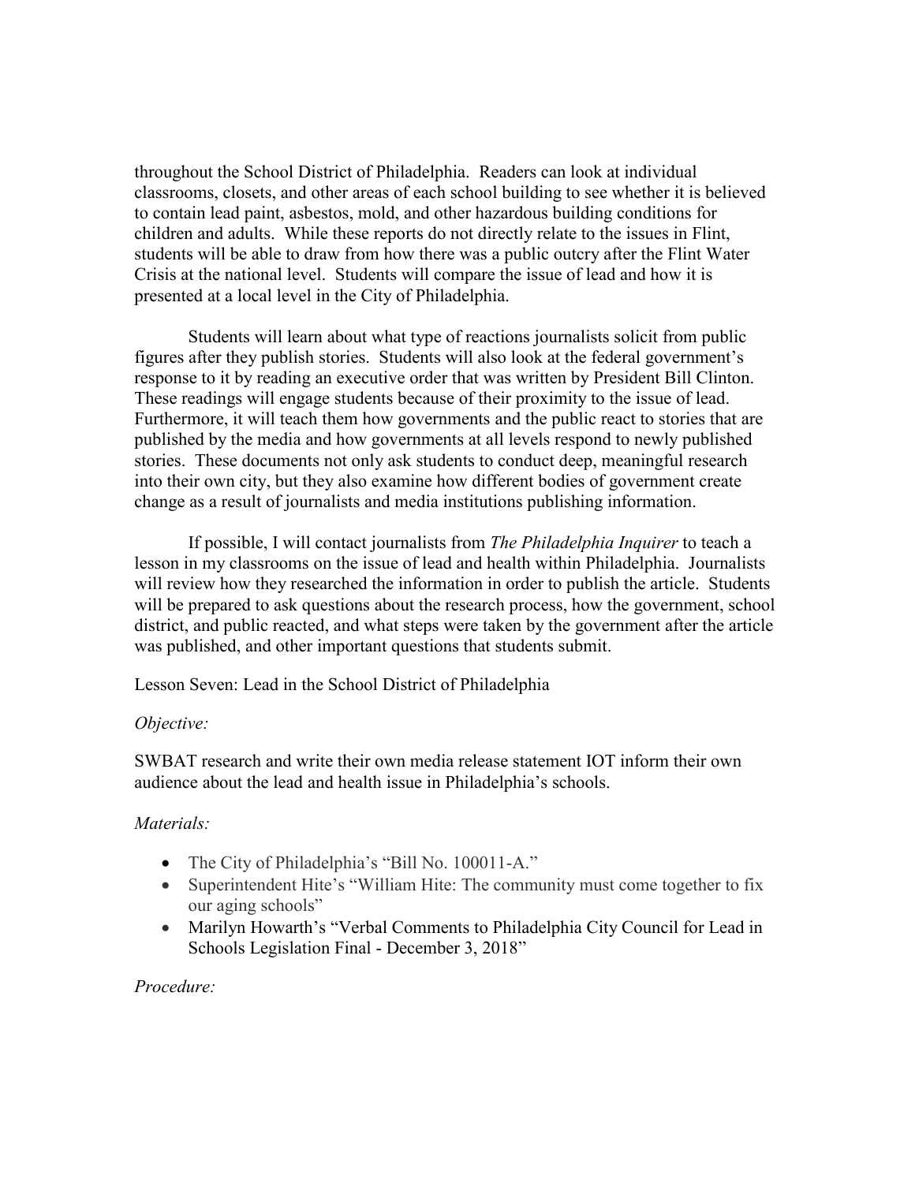throughout the School District of Philadelphia. Readers can look at individual classrooms, closets, and other areas of each school building to see whether it is believed to contain lead paint, asbestos, mold, and other hazardous building conditions for children and adults. While these reports do not directly relate to the issues in Flint, students will be able to draw from how there was a public outcry after the Flint Water Crisis at the national level. Students will compare the issue of lead and how it is presented at a local level in the City of Philadelphia.

Students will learn about what type of reactions journalists solicit from public figures after they publish stories. Students will also look at the federal government's response to it by reading an executive order that was written by President Bill Clinton. These readings will engage students because of their proximity to the issue of lead. Furthermore, it will teach them how governments and the public react to stories that are published by the media and how governments at all levels respond to newly published stories. These documents not only ask students to conduct deep, meaningful research into their own city, but they also examine how different bodies of government create change as a result of journalists and media institutions publishing information.

If possible, I will contact journalists from *The Philadelphia Inquirer* to teach a lesson in my classrooms on the issue of lead and health within Philadelphia. Journalists will review how they researched the information in order to publish the article. Students will be prepared to ask questions about the research process, how the government, school district, and public reacted, and what steps were taken by the government after the article was published, and other important questions that students submit.

Lesson Seven: Lead in the School District of Philadelphia

*Objective:*

SWBAT research and write their own media release statement IOT inform their own audience about the lead and health issue in Philadelphia's schools.

*Materials:*

- The City of Philadelphia's "Bill No. 100011-A."
- Superintendent Hite's "William Hite: The community must come together to fix our aging schools"
- Marilyn Howarth's "Verbal Comments to Philadelphia City Council for Lead in Schools Legislation Final - December 3, 2018"

*Procedure:*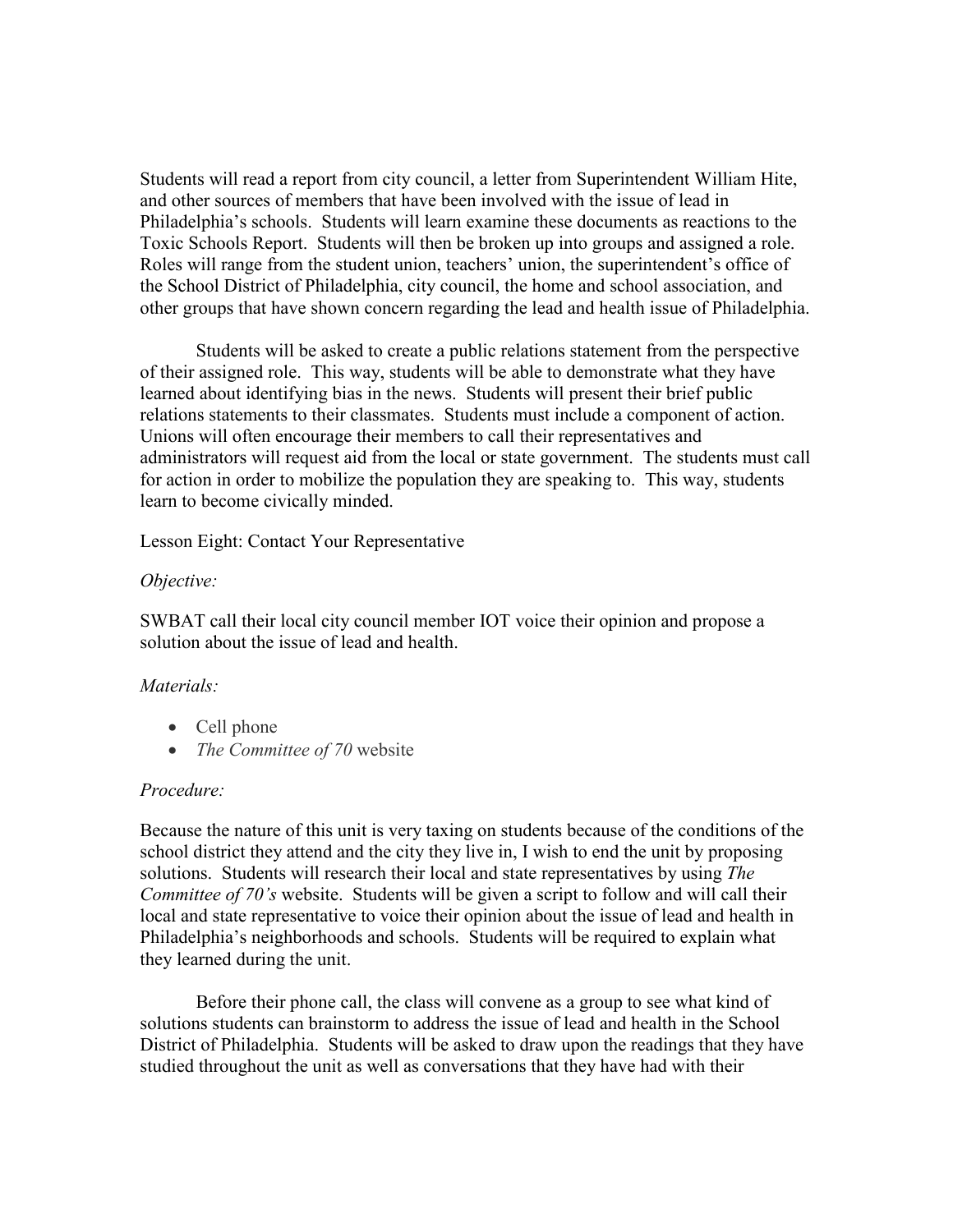Students will read a report from city council, a letter from Superintendent William Hite, and other sources of members that have been involved with the issue of lead in Philadelphia's schools. Students will learn examine these documents as reactions to the Toxic Schools Report. Students will then be broken up into groups and assigned a role. Roles will range from the student union, teachers' union, the superintendent's office of the School District of Philadelphia, city council, the home and school association, and other groups that have shown concern regarding the lead and health issue of Philadelphia.

Students will be asked to create a public relations statement from the perspective of their assigned role. This way, students will be able to demonstrate what they have learned about identifying bias in the news. Students will present their brief public relations statements to their classmates. Students must include a component of action. Unions will often encourage their members to call their representatives and administrators will request aid from the local or state government. The students must call for action in order to mobilize the population they are speaking to. This way, students learn to become civically minded.

Lesson Eight: Contact Your Representative

*Objective:*

SWBAT call their local city council member IOT voice their opinion and propose a solution about the issue of lead and health.

*Materials:*

- Cell phone
- *The Committee of 70* website

*Procedure:*

Because the nature of this unit is very taxing on students because of the conditions of the school district they attend and the city they live in, I wish to end the unit by proposing solutions. Students will research their local and state representatives by using *The Committee of 70's* website. Students will be given a script to follow and will call their local and state representative to voice their opinion about the issue of lead and health in Philadelphia's neighborhoods and schools. Students will be required to explain what they learned during the unit.

Before their phone call, the class will convene as a group to see what kind of solutions students can brainstorm to address the issue of lead and health in the School District of Philadelphia. Students will be asked to draw upon the readings that they have studied throughout the unit as well as conversations that they have had with their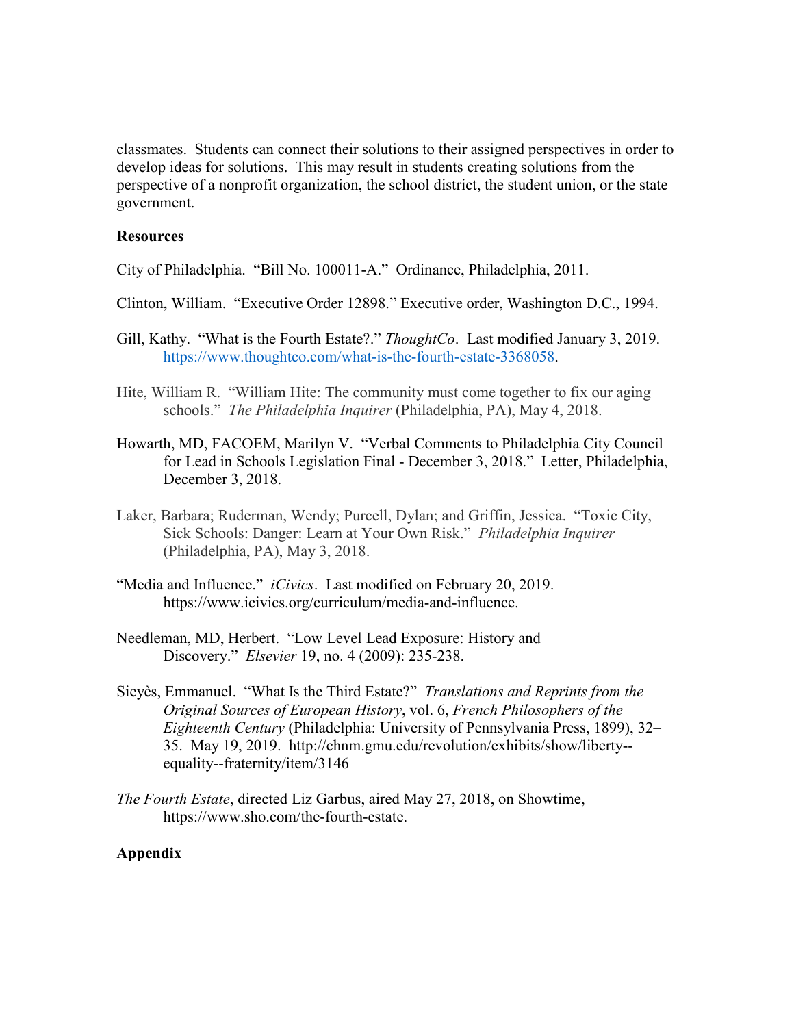classmates. Students can connect their solutions to their assigned perspectives in order to develop ideas for solutions. This may result in students creating solutions from the perspective of a nonprofit organization, the school district, the student union, or the state government.

**Resources**

City of Philadelphia. "Bill No. 100011-A." Ordinance, Philadelphia, 2011.

Clinton, William. "Executive Order 12898." Executive order, Washington D.C., 1994.

Gill, Kathy. "What is the Fourth Estate?." *ThoughtCo*. Last modified January 3, 2019. https://www.thoughtco.com/what-is-the-fourth-estate-3368058.

Hite, William R. "William Hite: The community must come together to fix our aging schools." *The Philadelphia Inquirer* (Philadelphia, PA), May 4, 2018.

Howarth, MD, FACOEM, Marilyn V. "Verbal Comments to Philadelphia City Council for Lead in Schools Legislation Final - December 3, 2018." Letter, Philadelphia, December 3, 2018.

Laker, Barbara; Ruderman, Wendy; Purcell, Dylan; and Griffin, Jessica. "Toxic City, Sick Schools: Danger: Learn at Your Own Risk." *Philadelphia Inquirer* (Philadelphia, PA), May 3, 2018.

"Media and Influence." *iCivics*. Last modified on February 20, 2019. https://www.icivics.org/curriculum/media-and-influence.

Needleman, MD, Herbert. "Low Level Lead Exposure: History and Discovery." *Elsevier* 19, no. 4 (2009): 235-238.

Sieyès, Emmanuel. "What Is the Third Estate?" *Translations and Reprints from the Original Sources of European History*, vol. 6, *French Philosophers of the Eighteenth Century* (Philadelphia: University of Pennsylvania Press, 1899), 32–35. May 19, 2019. http://chnm.gmu.edu/revolution/exhibits/show/liberty--equality--fraternity/item/3146

*The Fourth Estate*, directed Liz Garbus, aired May 27, 2018, on Showtime, https://www.sho.com/the-fourth-estate.

**Appendix**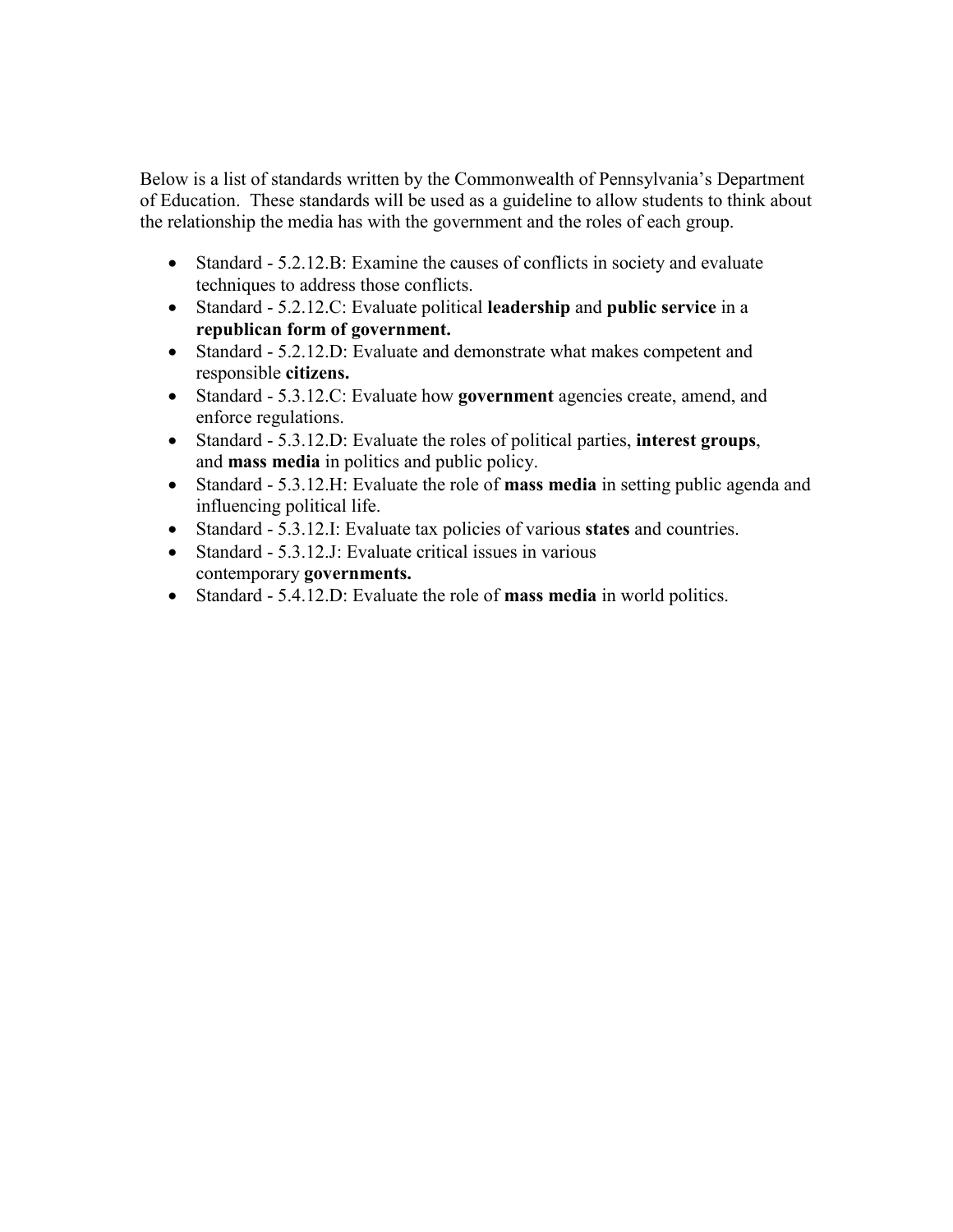Below is a list of standards written by the Commonwealth of Pennsylvania's Department of Education. These standards will be used as a guideline to allow students to think about the relationship the media has with the government and the roles of each group.

- Standard - 5.2.12.B: Examine the causes of conflicts in society and evaluate techniques to address those conflicts.
- Standard - 5.2.12.C: Evaluate political **leadership** and **public service** in a **republican form of government.**
- Standard - 5.2.12.D: Evaluate and demonstrate what makes competent and responsible **citizens.**
- Standard - 5.3.12.C: Evaluate how **government** agencies create, amend, and enforce regulations.
- Standard - 5.3.12.D: Evaluate the roles of political parties, **interest groups**, and **mass media** in politics and public policy.
- Standard - 5.3.12.H: Evaluate the role of **mass media** in setting public agenda and influencing political life.
- Standard - 5.3.12.I: Evaluate tax policies of various **states** and countries.
- Standard - 5.3.12.J: Evaluate critical issues in various contemporary **governments.**
- Standard - 5.4.12.D: Evaluate the role of **mass media** in world politics.